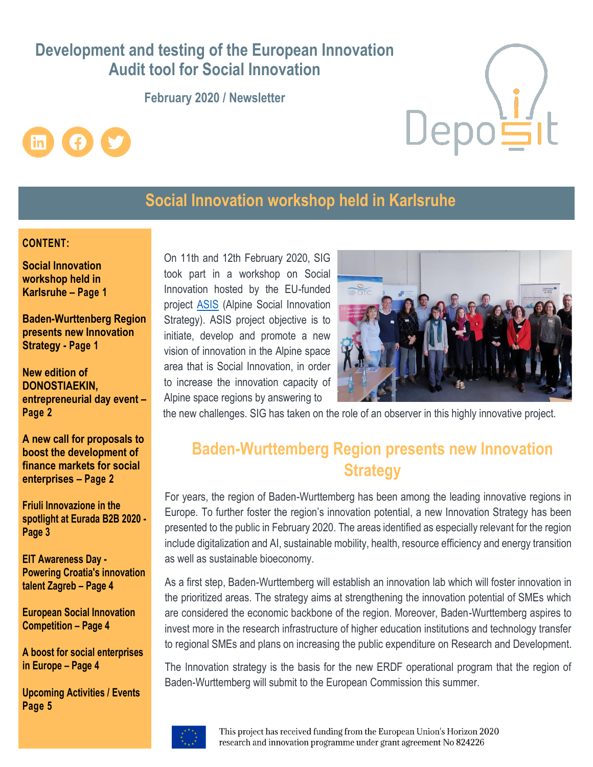# Development and testing of the European Innovation Audit tool for Social Innovation

**February 2020 / Newsletter**

**CONTENT:**

**Social Innovation workshop held in Karlsruhe – Page 1**

**Baden-Wurttenberg Region presents new Innovation Strategy - Page 1**

**New edition of DONOSTIAEKIN, entrepreneurial day event – Page 2**

**A new call for proposals to boost the development of finance markets for social enterprises – Page 2**

**Friuli Innovazione in the spotlight at Eurada B2B 2020 - Page 3**

**EIT Awareness Day - Powering Croatia's innovation talent Zagreb – Page 4**

**European Social Innovation Competition – Page 4**

**A boost for social enterprises in Europe – Page 4**

**Upcoming Activities / Events Page 5**

## Social Innovation workshop held in Karlsruhe

On 11th and 12th February 2020, SIG took part in a workshop on Social Innovation hosted by the EU-funded project ASIS (Alpine Social Innovation Strategy). ASIS project objective is to initiate, develop and promote a new vision of innovation in the Alpine space area that is Social Innovation, in order to increase the innovation capacity of Alpine space regions by answering to the new challenges. SIG has taken on the role of an observer in this highly innovative project.

## Baden-Wurttemberg Region presents new Innovation Strategy

For years, the region of Baden-Wurttemberg has been among the leading innovative regions in Europe. To further foster the region's innovation potential, a new Innovation Strategy has been presented to the public in February 2020. The areas identified as especially relevant for the region include digitalization and AI, sustainable mobility, health, resource efficiency and energy transition as well as sustainable bioeconomy.

As a first step, Baden-Wurttemberg will establish an innovation lab which will foster innovation in the prioritized areas. The strategy aims at strengthening the innovation potential of SMEs which are considered the economic backbone of the region. Moreover, Baden-Wurttemberg aspires to invest more in the research infrastructure of higher education institutions and technology transfer to regional SMEs and plans on increasing the public expenditure on Research and Development.

The Innovation strategy is the basis for the new ERDF operational program that the region of Baden-Wurttemberg will submit to the European Commission this summer.

This project has received funding from the European Union's Horizon 2020 research and innovation programme under grant agreement No 824226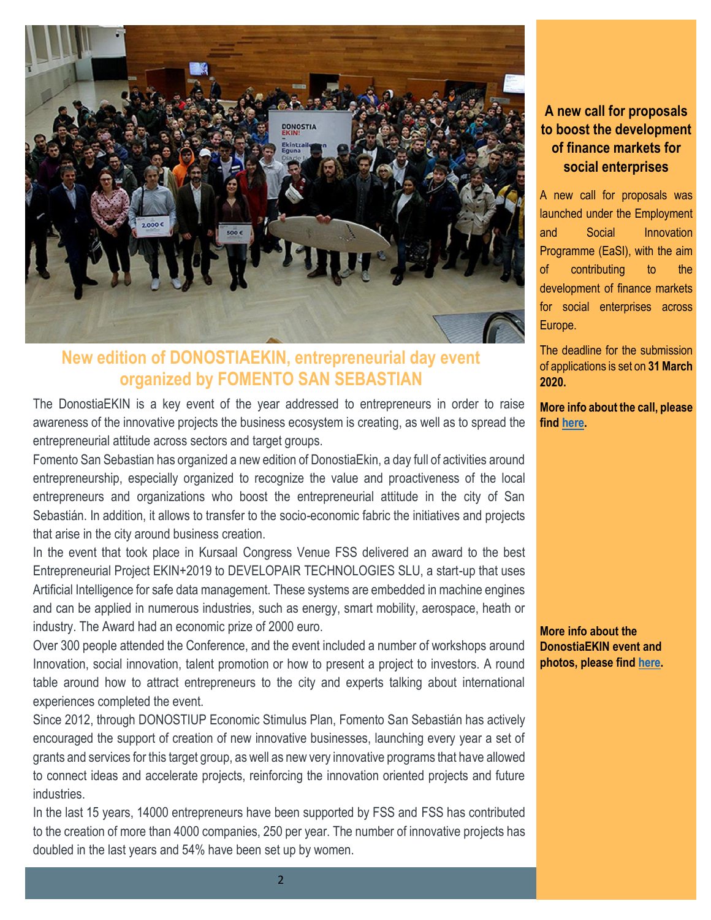## New edition of DONOSTIAEKIN, entrepreneurial day event organized by FOMENTO SAN SEBASTIAN

The DonostiaEKIN is a key event of the year addressed to entrepreneurs in order to raise awareness of the innovative projects the business ecosystem is creating, as well as to spread the entrepreneurial attitude across sectors and target groups.

Fomento San Sebastian has organized a new edition of DonostiaEkin, a day full of activities around entrepreneurship, especially organized to recognize the value and proactiveness of the local entrepreneurs and organizations who boost the entrepreneurial attitude in the city of San Sebastián. In addition, it allows to transfer to the socio-economic fabric the initiatives and projects that arise in the city around business creation.

In the event that took place in Kursaal Congress Venue FSS delivered an award to the best Entrepreneurial Project EKIN+2019 to DEVELOPAIR TECHNOLOGIES SLU, a start-up that uses Artificial Intelligence for safe data management. These systems are embedded in machine engines and can be applied in numerous industries, such as energy, smart mobility, aerospace, heath or industry. The Award had an economic prize of 2000 euro.

Over 300 people attended the Conference, and the event included a number of workshops around Innovation, social innovation, talent promotion or how to present a project to investors. A round table around how to attract entrepreneurs to the city and experts talking about international experiences completed the event.

Since 2012, through DONOSTIUP Economic Stimulus Plan, Fomento San Sebastián has actively encouraged the support of creation of new innovative businesses, launching every year a set of grants and services for this target group, as well as new very innovative programs that have allowed to connect ideas and accelerate projects, reinforcing the innovation oriented projects and future industries.

In the last 15 years, 14000 entrepreneurs have been supported by FSS and FSS has contributed to the creation of more than 4000 companies, 250 per year. The number of innovative projects has doubled in the last years and 54% have been set up by women.

### A new call for proposals to boost the development of finance markets for social enterprises

A new call for proposals was launched under the Employment and Social Innovation Programme (EaSI), with the aim of contributing to the development of finance markets for social enterprises across Europe.

The deadline for the submission of applications is set on **31 March 2020.**

**More info about the call, please find [here](#).**

**More info about the DonostiaEKIN event and photos, please find [here](#).**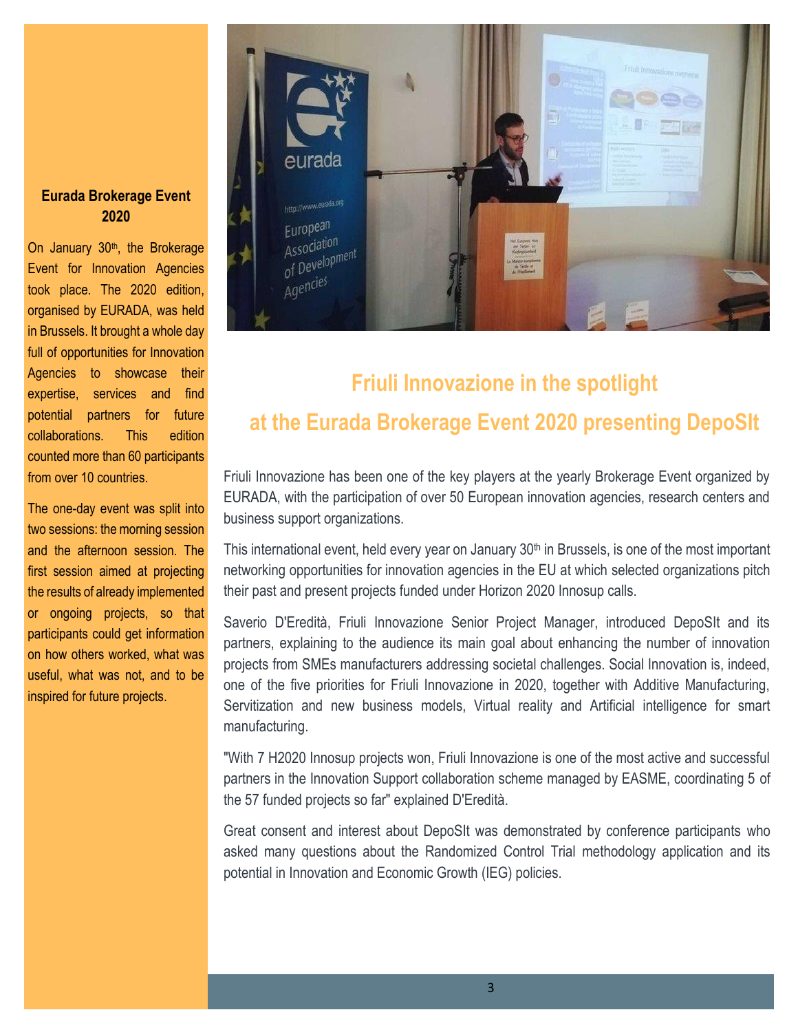### Eurada Brokerage Event 2020

On January 30th, the Brokerage Event for Innovation Agencies took place. The 2020 edition, organised by EURADA, was held in Brussels. It brought a whole day full of opportunities for Innovation Agencies to showcase their expertise, services and find potential partners for future collaborations. This edition counted more than 60 participants from over 10 countries.

The one-day event was split into two sessions: the morning session and the afternoon session. The first session aimed at projecting the results of already implemented or ongoing projects, so that participants could get information on how others worked, what was useful, what was not, and to be inspired for future projects.

## Friuli Innovazione in the spotlight at the Eurada Brokerage Event 2020 presenting DepoSIt

Friuli Innovazione has been one of the key players at the yearly Brokerage Event organized by EURADA, with the participation of over 50 European innovation agencies, research centers and business support organizations.

This international event, held every year on January 30th in Brussels, is one of the most important networking opportunities for innovation agencies in the EU at which selected organizations pitch their past and present projects funded under Horizon 2020 Innosup calls.

Saverio D'Eredità, Friuli Innovazione Senior Project Manager, introduced DepoSIt and its partners, explaining to the audience its main goal about enhancing the number of innovation projects from SMEs manufacturers addressing societal challenges. Social Innovation is, indeed, one of the five priorities for Friuli Innovazione in 2020, together with Additive Manufacturing, Servitization and new business models, Virtual reality and Artificial intelligence for smart manufacturing.

"With 7 H2020 Innosup projects won, Friuli Innovazione is one of the most active and successful partners in the Innovation Support collaboration scheme managed by EASME, coordinating 5 of the 57 funded projects so far" explained D'Eredità.

Great consent and interest about DepoSIt was demonstrated by conference participants who asked many questions about the Randomized Control Trial methodology application and its potential in Innovation and Economic Growth (IEG) policies.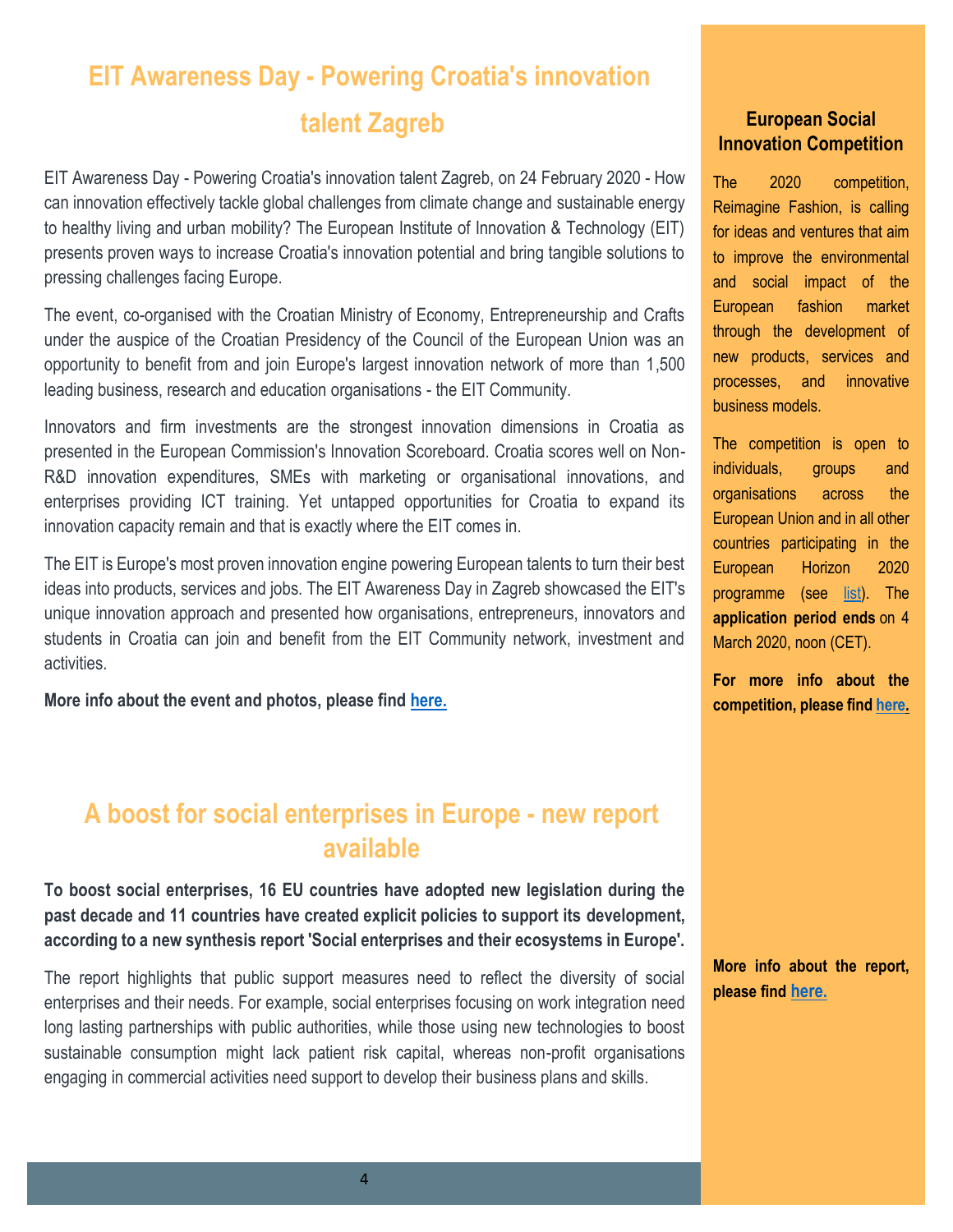## EIT Awareness Day - Powering Croatia's innovation talent Zagreb

EIT Awareness Day - Powering Croatia's innovation talent Zagreb, on 24 February 2020 - How can innovation effectively tackle global challenges from climate change and sustainable energy to healthy living and urban mobility? The European Institute of Innovation & Technology (EIT) presents proven ways to increase Croatia's innovation potential and bring tangible solutions to pressing challenges facing Europe.

The event, co-organised with the Croatian Ministry of Economy, Entrepreneurship and Crafts under the auspice of the Croatian Presidency of the Council of the European Union was an opportunity to benefit from and join Europe's largest innovation network of more than 1,500 leading business, research and education organisations - the EIT Community.

Innovators and firm investments are the strongest innovation dimensions in Croatia as presented in the European Commission's Innovation Scoreboard. Croatia scores well on Non-R&D innovation expenditures, SMEs with marketing or organisational innovations, and enterprises providing ICT training. Yet untapped opportunities for Croatia to expand its innovation capacity remain and that is exactly where the EIT comes in.

The EIT is Europe's most proven innovation engine powering European talents to turn their best ideas into products, services and jobs. The EIT Awareness Day in Zagreb showcased the EIT's unique innovation approach and presented how organisations, entrepreneurs, innovators and students in Croatia can join and benefit from the EIT Community network, investment and activities.

**More info about the event and photos, please find [here.]()**

## A boost for social enterprises in Europe - new report available

**To boost social enterprises, 16 EU countries have adopted new legislation during the past decade and 11 countries have created explicit policies to support its development, according to a new synthesis report 'Social enterprises and their ecosystems in Europe'.**

The report highlights that public support measures need to reflect the diversity of social enterprises and their needs. For example, social enterprises focusing on work integration need long lasting partnerships with public authorities, while those using new technologies to boost sustainable consumption might lack patient risk capital, whereas non-profit organisations engaging in commercial activities need support to develop their business plans and skills.

**More info about the report, please find [here.]()**

### European Social Innovation Competition

The 2020 competition, Reimagine Fashion, is calling for ideas and ventures that aim to improve the environmental and social impact of the European fashion market through the development of new products, services and processes, and innovative business models.

The competition is open to individuals, groups and organisations across the European Union and in all other countries participating in the European Horizon 2020 programme (see [list]()). The **application period ends** on 4 March 2020, noon (CET).

**For more info about the competition, please find [here.]()**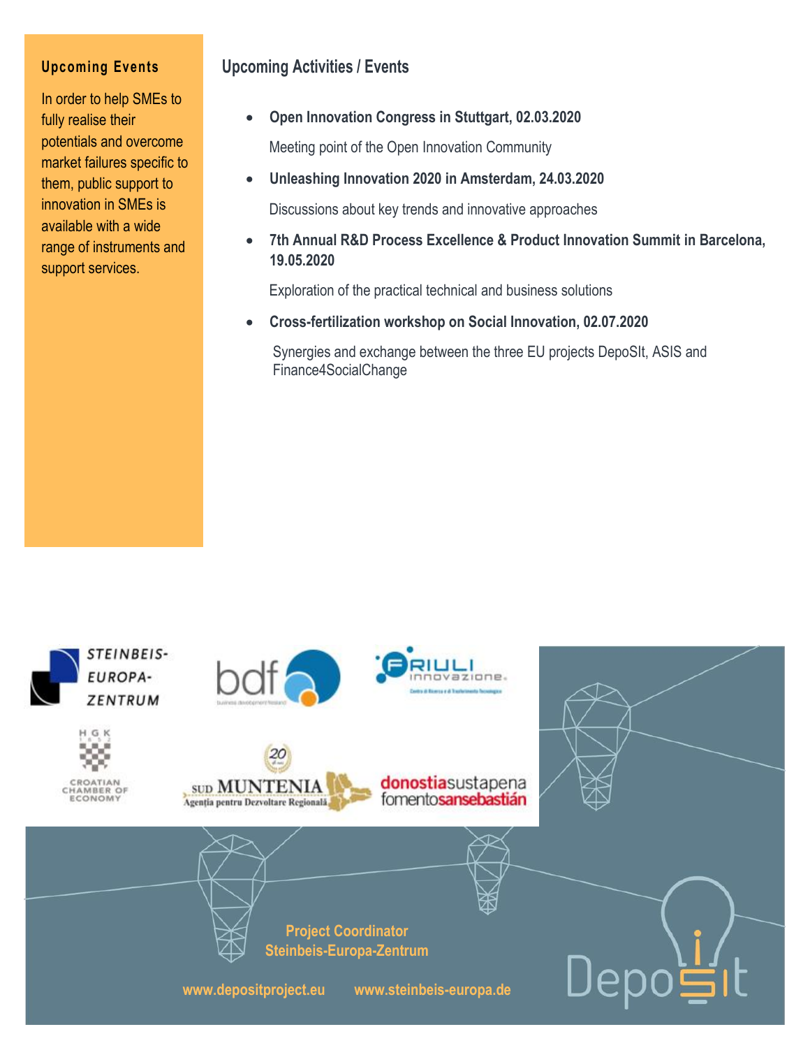## Upcoming Events

In order to help SMEs to fully realise their potentials and overcome market failures specific to them, public support to innovation in SMEs is available with a wide range of instruments and support services.

## Upcoming Activities / Events

- **Open Innovation Congress in Stuttgart, 02.03.2020**

  Meeting point of the Open Innovation Community

- **Unleashing Innovation 2020 in Amsterdam, 24.03.2020**

  Discussions about key trends and innovative approaches

- **7th Annual R&D Process Excellence & Product Innovation Summit in Barcelona, 19.05.2020**

  Exploration of the practical technical and business solutions

- **Cross-fertilization workshop on Social Innovation, 02.07.2020**

  Synergies and exchange between the three EU projects DepoSIt, ASIS and Finance4SocialChange

STEINBEIS-EUROPA-ZENTRUM

bdf

FRIULI innovazione

HGK CROATIAN CHAMBER OF ECONOMY

SUD MUNTENIA Agenția pentru Dezvoltare Regională

donostiasustapena fomentosansebastián

**Project Coordinator**
**Steinbeis-Europa-Zentrum**

**www.depositproject.eu** **www.steinbeis-europa.de**

DepoSIt